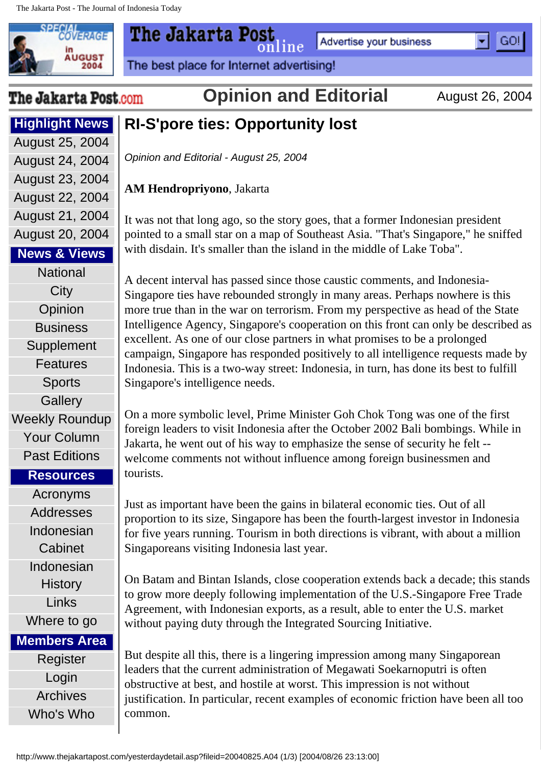# RI-S'pore ties: Opportunity lost

*Opinion and Editorial - August 25, 2004*

**AM Hendropriyono**, Jakarta

It was not that long ago, so the story goes, that a former Indonesian president pointed to a small star on a map of Southeast Asia. "That's Singapore," he sniffed with disdain. It's smaller than the island in the middle of Lake Toba".

A decent interval has passed since those caustic comments, and Indonesia-Singapore ties have rebounded strongly in many areas. Perhaps nowhere is this more true than in the war on terrorism. From my perspective as head of the State Intelligence Agency, Singapore's cooperation on this front can only be described as excellent. As one of our close partners in what promises to be a prolonged campaign, Singapore has responded positively to all intelligence requests made by Indonesia. This is a two-way street: Indonesia, in turn, has done its best to fulfill Singapore's intelligence needs.

On a more symbolic level, Prime Minister Goh Chok Tong was one of the first foreign leaders to visit Indonesia after the October 2002 Bali bombings. While in Jakarta, he went out of his way to emphasize the sense of security he felt -- welcome comments not without influence among foreign businessmen and tourists.

Just as important have been the gains in bilateral economic ties. Out of all proportion to its size, Singapore has been the fourth-largest investor in Indonesia for five years running. Tourism in both directions is vibrant, with about a million Singaporeans visiting Indonesia last year.

On Batam and Bintan Islands, close cooperation extends back a decade; this stands to grow more deeply following implementation of the U.S.-Singapore Free Trade Agreement, with Indonesian exports, as a result, able to enter the U.S. market without paying duty through the Integrated Sourcing Initiative.

But despite all this, there is a lingering impression among many Singaporean leaders that the current administration of Megawati Soekarnoputri is often obstructive at best, and hostile at worst. This impression is not without justification. In particular, recent examples of economic friction have been all too common.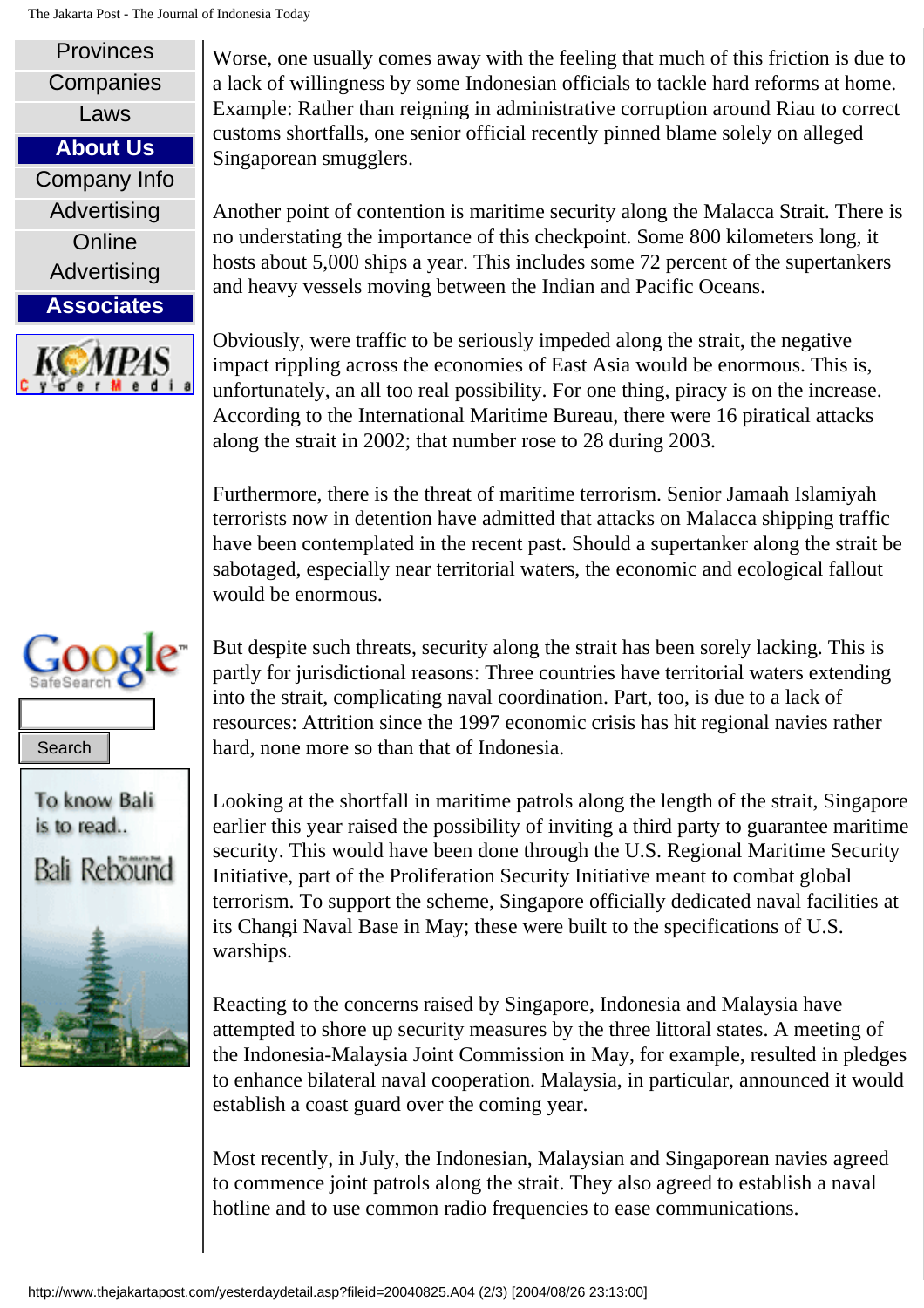Worse, one usually comes away with the feeling that much of this friction is due to a lack of willingness by some Indonesian officials to tackle hard reforms at home. Example: Rather than reigning in administrative corruption around Riau to correct customs shortfalls, one senior official recently pinned blame solely on alleged Singaporean smugglers.

Another point of contention is maritime security along the Malacca Strait. There is no understating the importance of this checkpoint. Some 800 kilometers long, it hosts about 5,000 ships a year. This includes some 72 percent of the supertankers and heavy vessels moving between the Indian and Pacific Oceans.

Obviously, were traffic to be seriously impeded along the strait, the negative impact rippling across the economies of East Asia would be enormous. This is, unfortunately, an all too real possibility. For one thing, piracy is on the increase. According to the International Maritime Bureau, there were 16 piratical attacks along the strait in 2002; that number rose to 28 during 2003.

Furthermore, there is the threat of maritime terrorism. Senior Jamaah Islamiyah terrorists now in detention have admitted that attacks on Malacca shipping traffic have been contemplated in the recent past. Should a supertanker along the strait be sabotaged, especially near territorial waters, the economic and ecological fallout would be enormous.

But despite such threats, security along the strait has been sorely lacking. This is partly for jurisdictional reasons: Three countries have territorial waters extending into the strait, complicating naval coordination. Part, too, is due to a lack of resources: Attrition since the 1997 economic crisis has hit regional navies rather hard, none more so than that of Indonesia.

Looking at the shortfall in maritime patrols along the length of the strait, Singapore earlier this year raised the possibility of inviting a third party to guarantee maritime security. This would have been done through the U.S. Regional Maritime Security Initiative, part of the Proliferation Security Initiative meant to combat global terrorism. To support the scheme, Singapore officially dedicated naval facilities at its Changi Naval Base in May; these were built to the specifications of U.S. warships.

Reacting to the concerns raised by Singapore, Indonesia and Malaysia have attempted to shore up security measures by the three littoral states. A meeting of the Indonesia-Malaysia Joint Commission in May, for example, resulted in pledges to enhance bilateral naval cooperation. Malaysia, in particular, announced it would establish a coast guard over the coming year.

Most recently, in July, the Indonesian, Malaysian and Singaporean navies agreed to commence joint patrols along the strait. They also agreed to establish a naval hotline and to use common radio frequencies to ease communications.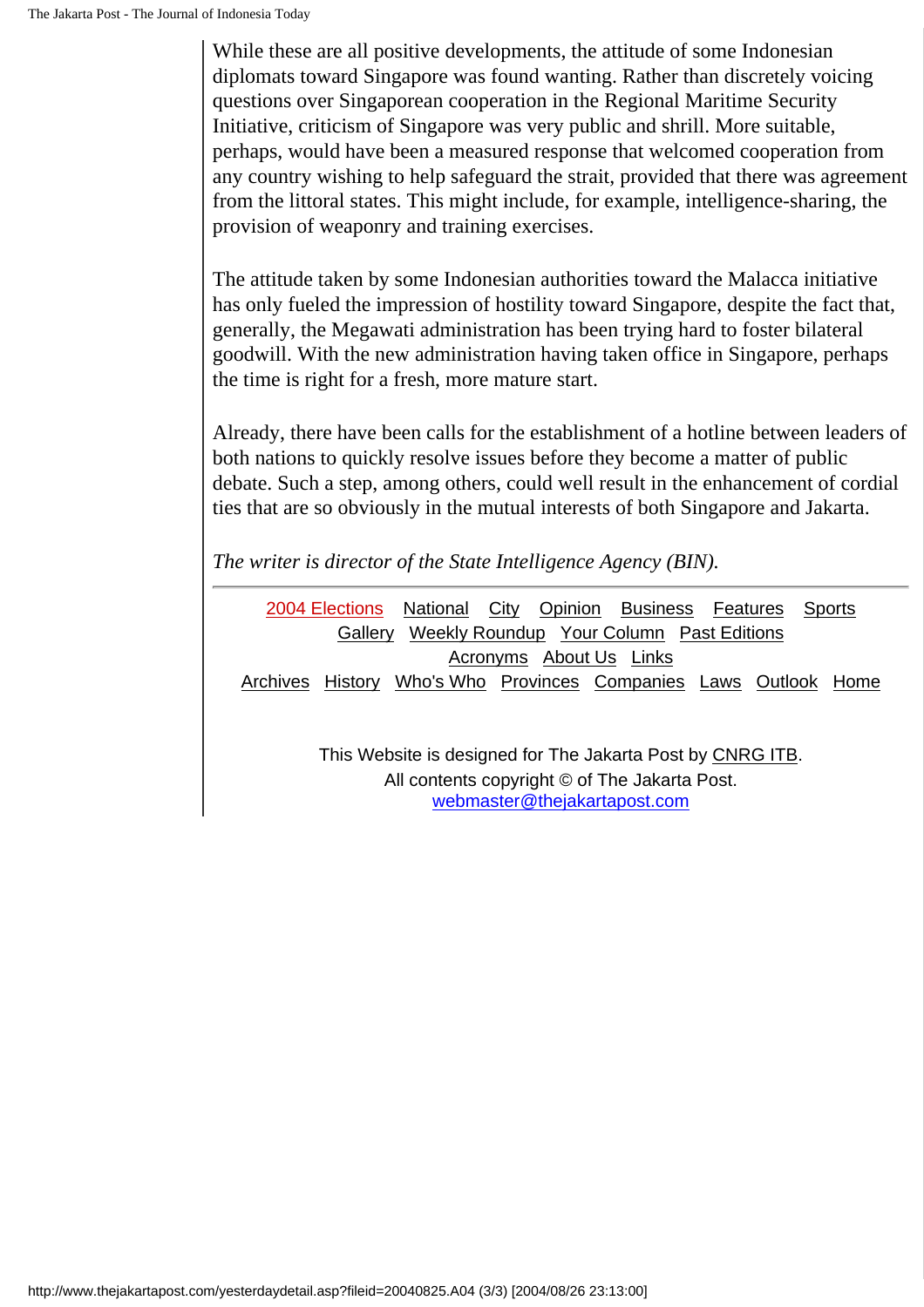While these are all positive developments, the attitude of some Indonesian diplomats toward Singapore was found wanting. Rather than discretely voicing questions over Singaporean cooperation in the Regional Maritime Security Initiative, criticism of Singapore was very public and shrill. More suitable, perhaps, would have been a measured response that welcomed cooperation from any country wishing to help safeguard the strait, provided that there was agreement from the littoral states. This might include, for example, intelligence-sharing, the provision of weaponry and training exercises.

The attitude taken by some Indonesian authorities toward the Malacca initiative has only fueled the impression of hostility toward Singapore, despite the fact that, generally, the Megawati administration has been trying hard to foster bilateral goodwill. With the new administration having taken office in Singapore, perhaps the time is right for a fresh, more mature start.

Already, there have been calls for the establishment of a hotline between leaders of both nations to quickly resolve issues before they become a matter of public debate. Such a step, among others, could well result in the enhancement of cordial ties that are so obviously in the mutual interests of both Singapore and Jakarta.

*The writer is director of the State Intelligence Agency (BIN).*

---

2004 Elections National City Opinion Business Features Sports
Gallery Weekly Roundup Your Column Past Editions
Acronyms About Us Links
Archives History Who's Who Provinces Companies Laws Outlook Home

This Website is designed for The Jakarta Post by CNRG ITB.
All contents copyright © of The Jakarta Post.
webmaster@thejakartapost.com